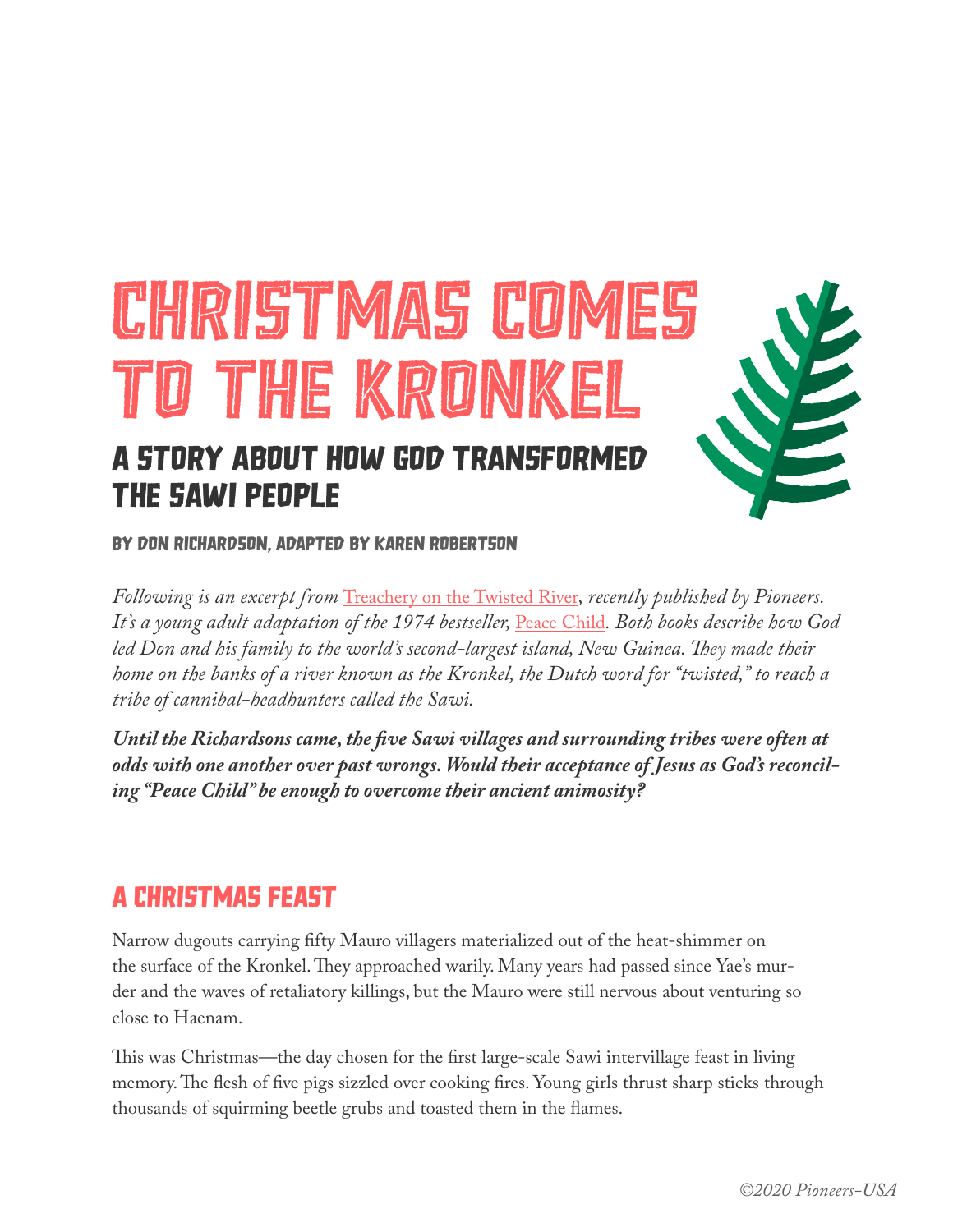# CHRISTMAS COMES TO THE KRONKEL

## A STORY ABOUT HOW GOD TRANSFORMED THE SAWI PEOPLE

BY DON RICHARDSON, ADAPTED BY KAREN ROBERTSON

*Following is an excerpt from* Treachery on the Twisted River*, recently published by Pioneers. It's a young adult adaptation of the 1974 bestseller,* Peace Child*. Both books describe how God led Don and his family to the world's second-largest island, New Guinea. They made their home on the banks of a river known as the Kronkel, the Dutch word for "twisted," to reach a tribe of cannibal-headhunters called the Sawi.*

***Until the Richardsons came, the five Sawi villages and surrounding tribes were often at odds with one another over past wrongs. Would their acceptance of Jesus as God's reconciling "Peace Child" be enough to overcome their ancient animosity?***

## A CHRISTMAS FEAST

Narrow dugouts carrying fifty Mauro villagers materialized out of the heat-shimmer on the surface of the Kronkel. They approached warily. Many years had passed since Yae's murder and the waves of retaliatory killings, but the Mauro were still nervous about venturing so close to Haenam.

This was Christmas—the day chosen for the first large-scale Sawi intervillage feast in living memory. The flesh of five pigs sizzled over cooking fires. Young girls thrust sharp sticks through thousands of squirming beetle grubs and toasted them in the flames.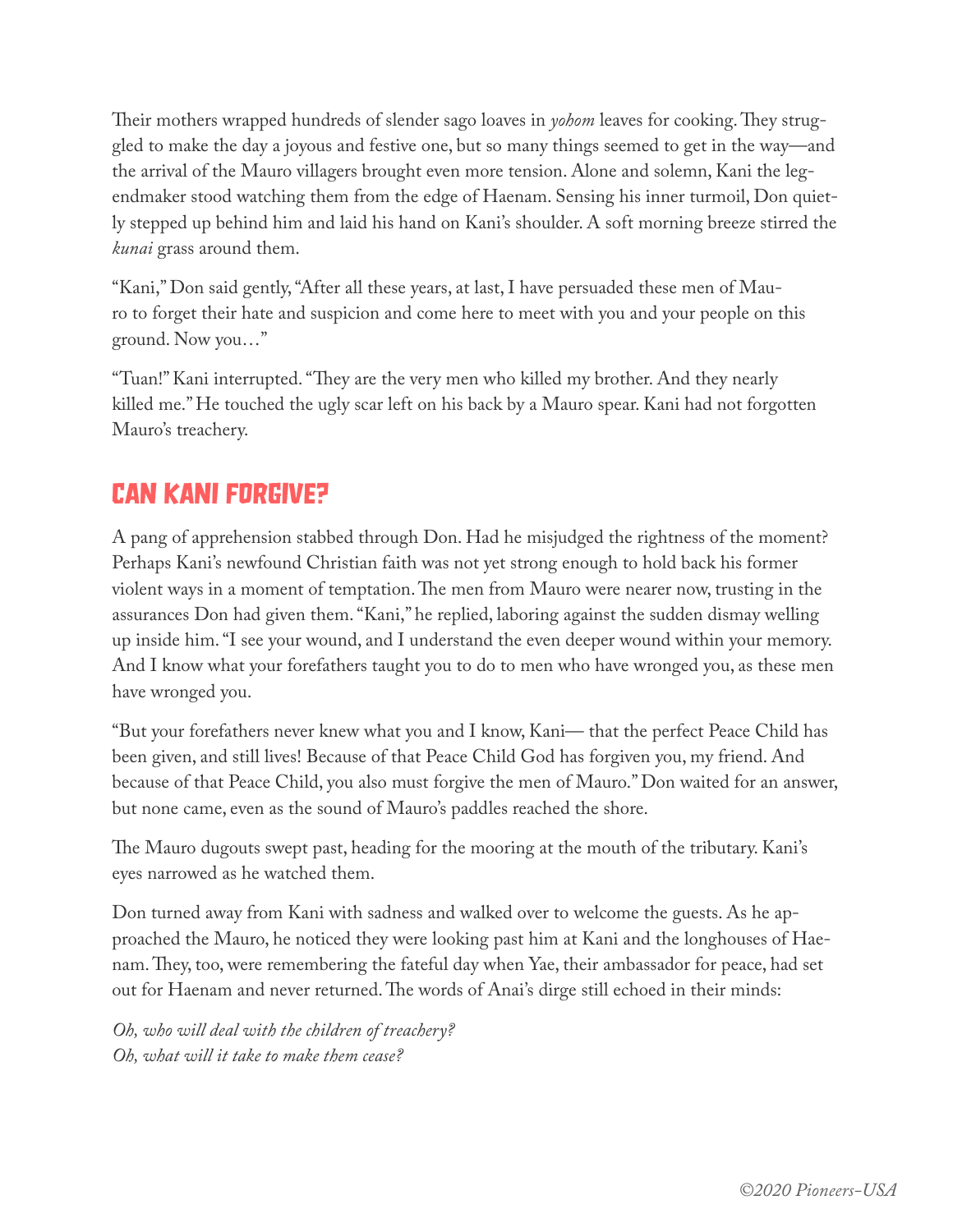Their mothers wrapped hundreds of slender sago loaves in *yohom* leaves for cooking. They struggled to make the day a joyous and festive one, but so many things seemed to get in the way—and the arrival of the Mauro villagers brought even more tension. Alone and solemn, Kani the legendmaker stood watching them from the edge of Haenam. Sensing his inner turmoil, Don quietly stepped up behind him and laid his hand on Kani's shoulder. A soft morning breeze stirred the *kunai* grass around them.

"Kani," Don said gently, "After all these years, at last, I have persuaded these men of Mauro to forget their hate and suspicion and come here to meet with you and your people on this ground. Now you…"

"Tuan!" Kani interrupted. "They are the very men who killed my brother. And they nearly killed me." He touched the ugly scar left on his back by a Mauro spear. Kani had not forgotten Mauro's treachery.

## CAN KANI FORGIVE?

A pang of apprehension stabbed through Don. Had he misjudged the rightness of the moment? Perhaps Kani's newfound Christian faith was not yet strong enough to hold back his former violent ways in a moment of temptation. The men from Mauro were nearer now, trusting in the assurances Don had given them. "Kani," he replied, laboring against the sudden dismay welling up inside him. "I see your wound, and I understand the even deeper wound within your memory. And I know what your forefathers taught you to do to men who have wronged you, as these men have wronged you.

"But your forefathers never knew what you and I know, Kani— that the perfect Peace Child has been given, and still lives! Because of that Peace Child God has forgiven you, my friend. And because of that Peace Child, you also must forgive the men of Mauro." Don waited for an answer, but none came, even as the sound of Mauro's paddles reached the shore.

The Mauro dugouts swept past, heading for the mooring at the mouth of the tributary. Kani's eyes narrowed as he watched them.

Don turned away from Kani with sadness and walked over to welcome the guests. As he approached the Mauro, he noticed they were looking past him at Kani and the longhouses of Haenam. They, too, were remembering the fateful day when Yae, their ambassador for peace, had set out for Haenam and never returned. The words of Anai's dirge still echoed in their minds:

*Oh, who will deal with the children of treachery?*
*Oh, what will it take to make them cease?*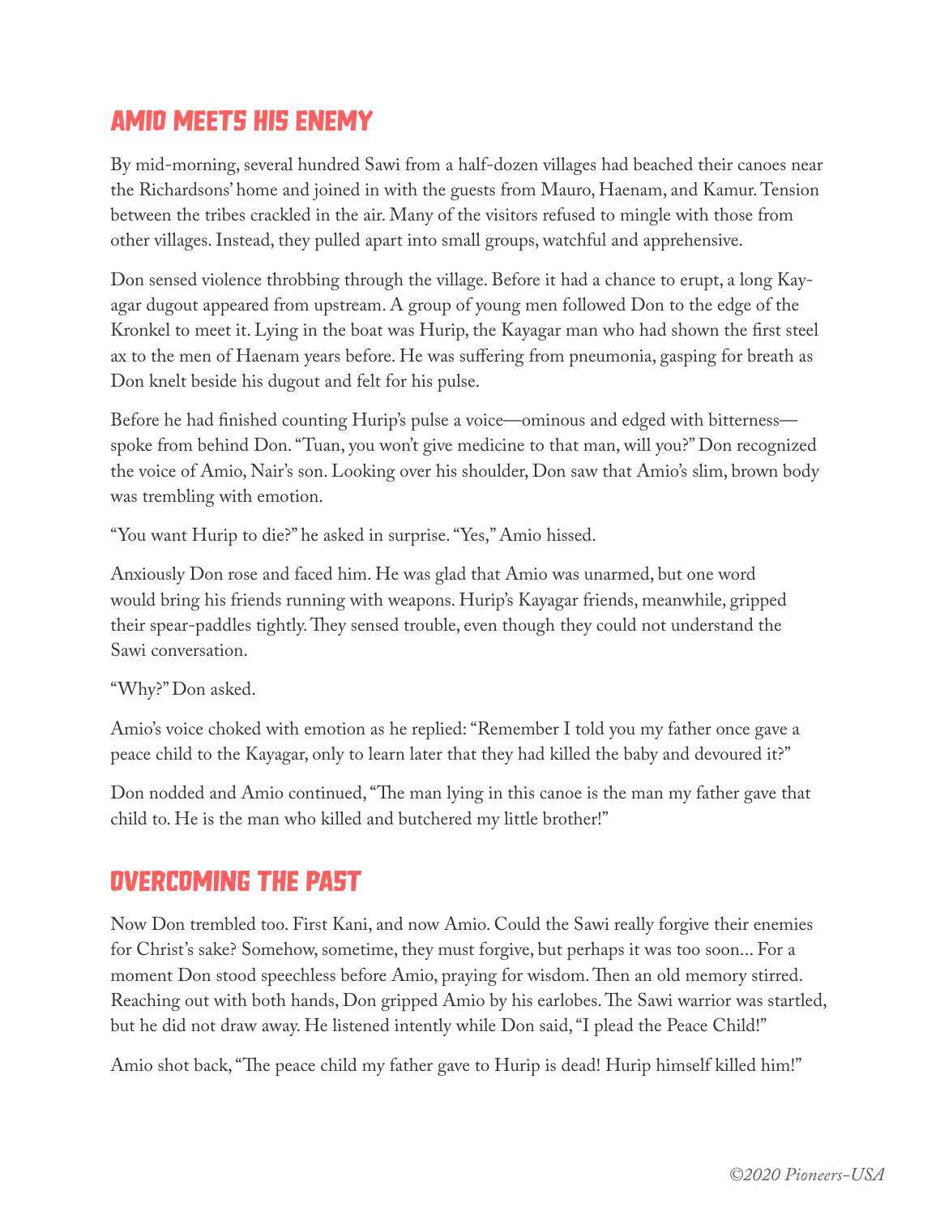## AMIO MEETS HIS ENEMY

By mid-morning, several hundred Sawi from a half-dozen villages had beached their canoes near the Richardsons' home and joined in with the guests from Mauro, Haenam, and Kamur. Tension between the tribes crackled in the air. Many of the visitors refused to mingle with those from other villages. Instead, they pulled apart into small groups, watchful and apprehensive.

Don sensed violence throbbing through the village. Before it had a chance to erupt, a long Kayagar dugout appeared from upstream. A group of young men followed Don to the edge of the Kronkel to meet it. Lying in the boat was Hurip, the Kayagar man who had shown the first steel ax to the men of Haenam years before. He was suffering from pneumonia, gasping for breath as Don knelt beside his dugout and felt for his pulse.

Before he had finished counting Hurip's pulse a voice—ominous and edged with bitterness—spoke from behind Don. "Tuan, you won't give medicine to that man, will you?" Don recognized the voice of Amio, Nair's son. Looking over his shoulder, Don saw that Amio's slim, brown body was trembling with emotion.

"You want Hurip to die?" he asked in surprise. "Yes," Amio hissed.

Anxiously Don rose and faced him. He was glad that Amio was unarmed, but one word would bring his friends running with weapons. Hurip's Kayagar friends, meanwhile, gripped their spear-paddles tightly. They sensed trouble, even though they could not understand the Sawi conversation.

"Why?" Don asked.

Amio's voice choked with emotion as he replied: "Remember I told you my father once gave a peace child to the Kayagar, only to learn later that they had killed the baby and devoured it?"

Don nodded and Amio continued, "The man lying in this canoe is the man my father gave that child to. He is the man who killed and butchered my little brother!"

## OVERCOMING THE PAST

Now Don trembled too. First Kani, and now Amio. Could the Sawi really forgive their enemies for Christ's sake? Somehow, sometime, they must forgive, but perhaps it was too soon… For a moment Don stood speechless before Amio, praying for wisdom. Then an old memory stirred. Reaching out with both hands, Don gripped Amio by his earlobes. The Sawi warrior was startled, but he did not draw away. He listened intently while Don said, "I plead the Peace Child!"

Amio shot back, "The peace child my father gave to Hurip is dead! Hurip himself killed him!"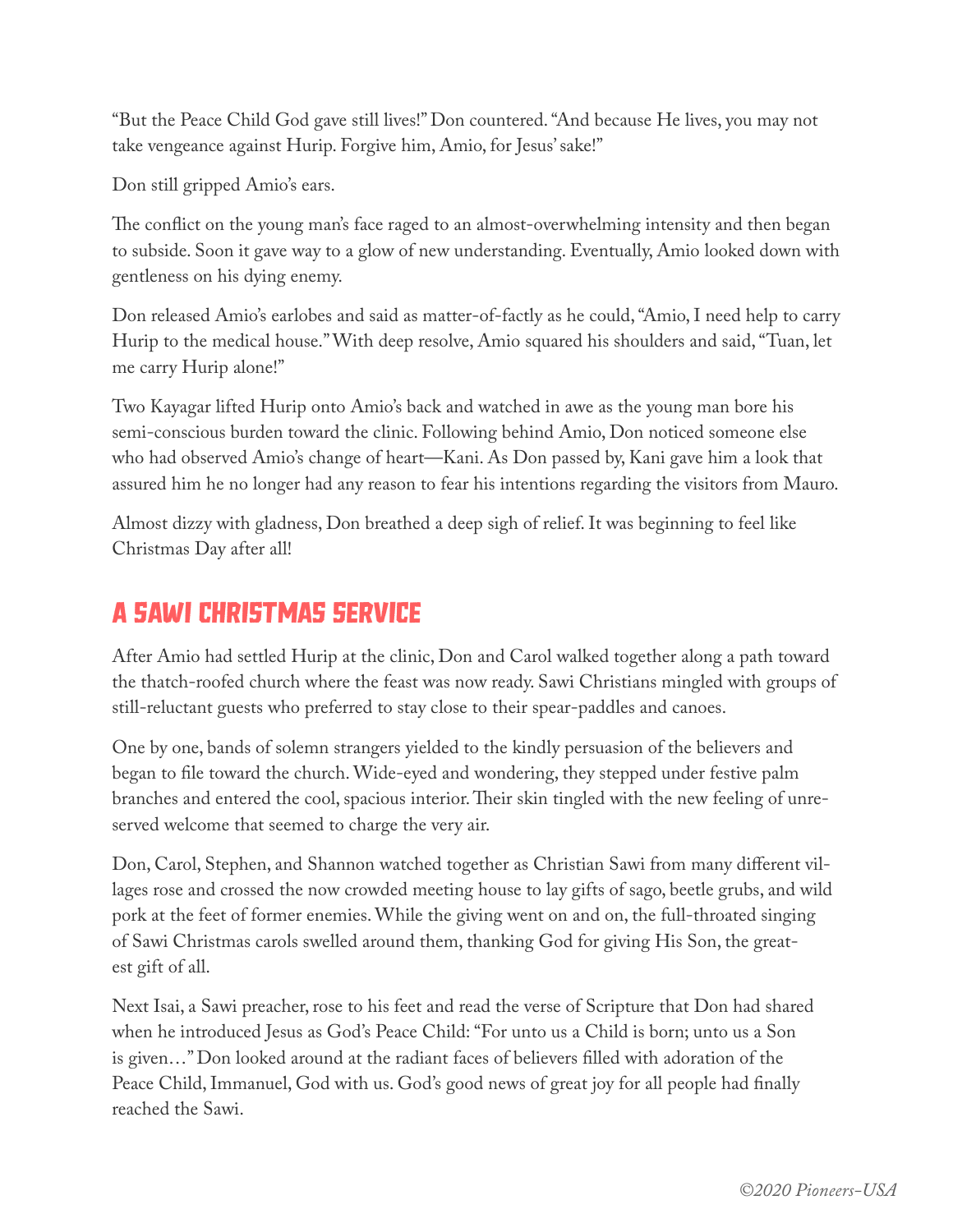"But the Peace Child God gave still lives!" Don countered. "And because He lives, you may not take vengeance against Hurip. Forgive him, Amio, for Jesus' sake!"

Don still gripped Amio's ears.

The conflict on the young man's face raged to an almost-overwhelming intensity and then began to subside. Soon it gave way to a glow of new understanding. Eventually, Amio looked down with gentleness on his dying enemy.

Don released Amio's earlobes and said as matter-of-factly as he could, "Amio, I need help to carry Hurip to the medical house." With deep resolve, Amio squared his shoulders and said, "Tuan, let me carry Hurip alone!"

Two Kayagar lifted Hurip onto Amio's back and watched in awe as the young man bore his semi-conscious burden toward the clinic. Following behind Amio, Don noticed someone else who had observed Amio's change of heart—Kani. As Don passed by, Kani gave him a look that assured him he no longer had any reason to fear his intentions regarding the visitors from Mauro.

Almost dizzy with gladness, Don breathed a deep sigh of relief. It was beginning to feel like Christmas Day after all!

## A Sawi Christmas Service

After Amio had settled Hurip at the clinic, Don and Carol walked together along a path toward the thatch-roofed church where the feast was now ready. Sawi Christians mingled with groups of still-reluctant guests who preferred to stay close to their spear-paddles and canoes.

One by one, bands of solemn strangers yielded to the kindly persuasion of the believers and began to file toward the church. Wide-eyed and wondering, they stepped under festive palm branches and entered the cool, spacious interior. Their skin tingled with the new feeling of unreserved welcome that seemed to charge the very air.

Don, Carol, Stephen, and Shannon watched together as Christian Sawi from many different villages rose and crossed the now crowded meeting house to lay gifts of sago, beetle grubs, and wild pork at the feet of former enemies. While the giving went on and on, the full-throated singing of Sawi Christmas carols swelled around them, thanking God for giving His Son, the greatest gift of all.

Next Isai, a Sawi preacher, rose to his feet and read the verse of Scripture that Don had shared when he introduced Jesus as God's Peace Child: "For unto us a Child is born; unto us a Son is given…" Don looked around at the radiant faces of believers filled with adoration of the Peace Child, Immanuel, God with us. God's good news of great joy for all people had finally reached the Sawi.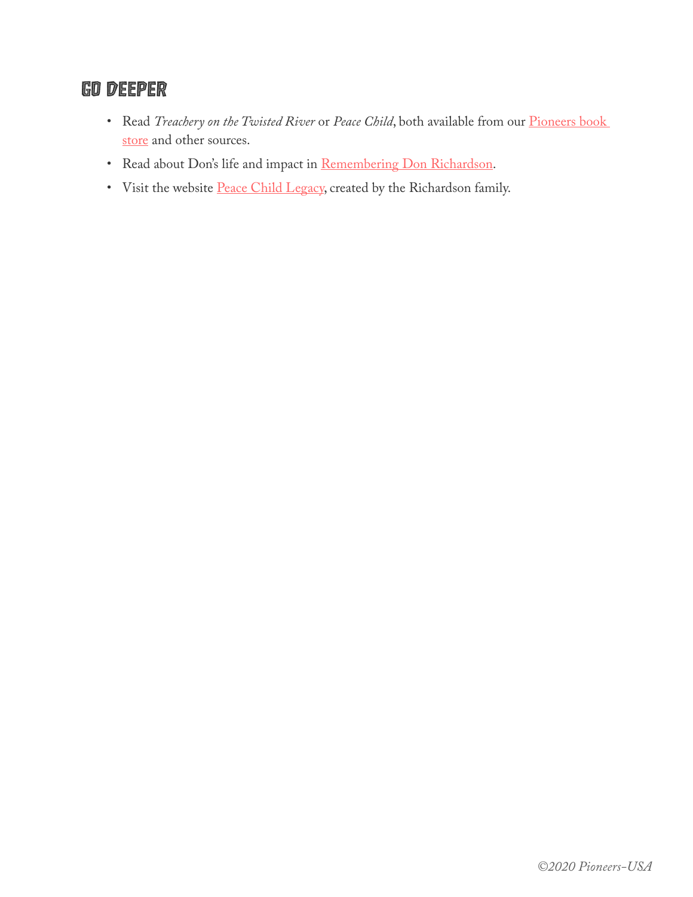## GO DEEPER

- Read *Treachery on the Twisted River* or *Peace Child*, both available from our Pioneers book store and other sources.
- Read about Don's life and impact in Remembering Don Richardson.
- Visit the website Peace Child Legacy, created by the Richardson family.

*©2020 Pioneers-USA*